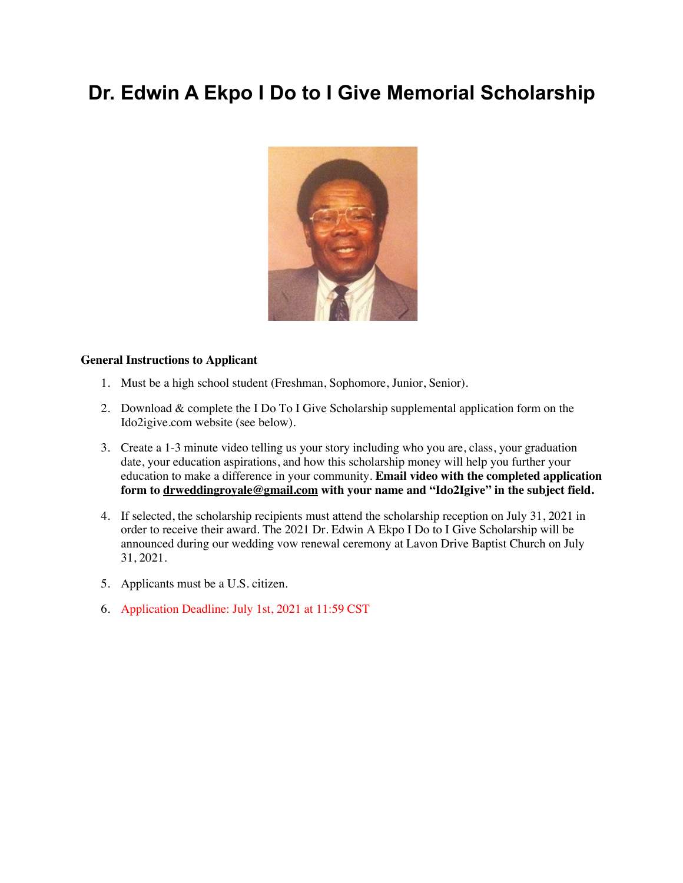# Dr. Edwin A Ekpo I Do to I Give Memorial Scholarship

**General Instructions to Applicant**

1. Must be a high school student (Freshman, Sophomore, Junior, Senior).
2. Download & complete the I Do To I Give Scholarship supplemental application form on the Ido2igive.com website (see below).
3. Create a 1-3 minute video telling us your story including who you are, class, your graduation date, your education aspirations, and how this scholarship money will help you further your education to make a difference in your community. **Email video with the completed application form to drweddingroyale@gmail.com with your name and "Ido2Igive" in the subject field.**
4. If selected, the scholarship recipients must attend the scholarship reception on July 31, 2021 in order to receive their award. The 2021 Dr. Edwin A Ekpo I Do to I Give Scholarship will be announced during our wedding vow renewal ceremony at Lavon Drive Baptist Church on July 31, 2021.
5. Applicants must be a U.S. citizen.
6. Application Deadline: July 1st, 2021 at 11:59 CST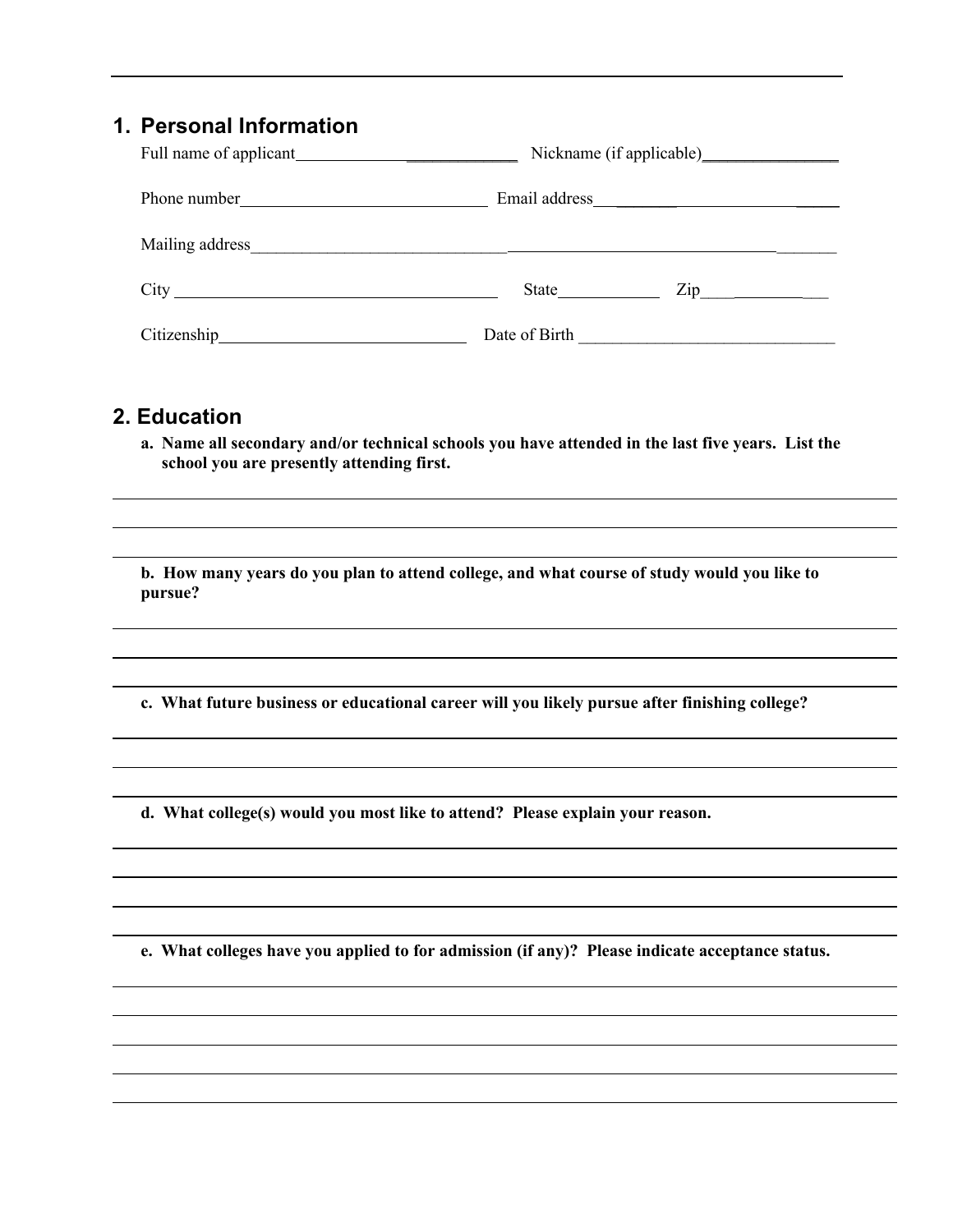## 1. Personal Information

Full name of applicant__________________________ Nickname (if applicable)________________

Phone number______________________________ Email address_____________________________

Mailing address_______________________________________________________________________

City ______________________________________ State____________ Zip_______________

Citizenship______________________________ Date of Birth ______________________________

## 2. Education

**a. Name all secondary and/or technical schools you have attended in the last five years. List the school you are presently attending first.**

______________________________________________________________________________

______________________________________________________________________________

______________________________________________________________________________

**b. How many years do you plan to attend college, and what course of study would you like to pursue?**

______________________________________________________________________________

______________________________________________________________________________

______________________________________________________________________________

**c. What future business or educational career will you likely pursue after finishing college?**

______________________________________________________________________________

______________________________________________________________________________

______________________________________________________________________________

**d. What college(s) would you most like to attend? Please explain your reason.**

______________________________________________________________________________

______________________________________________________________________________

______________________________________________________________________________

______________________________________________________________________________

**e. What colleges have you applied to for admission (if any)? Please indicate acceptance status.**

______________________________________________________________________________

______________________________________________________________________________

______________________________________________________________________________

______________________________________________________________________________

______________________________________________________________________________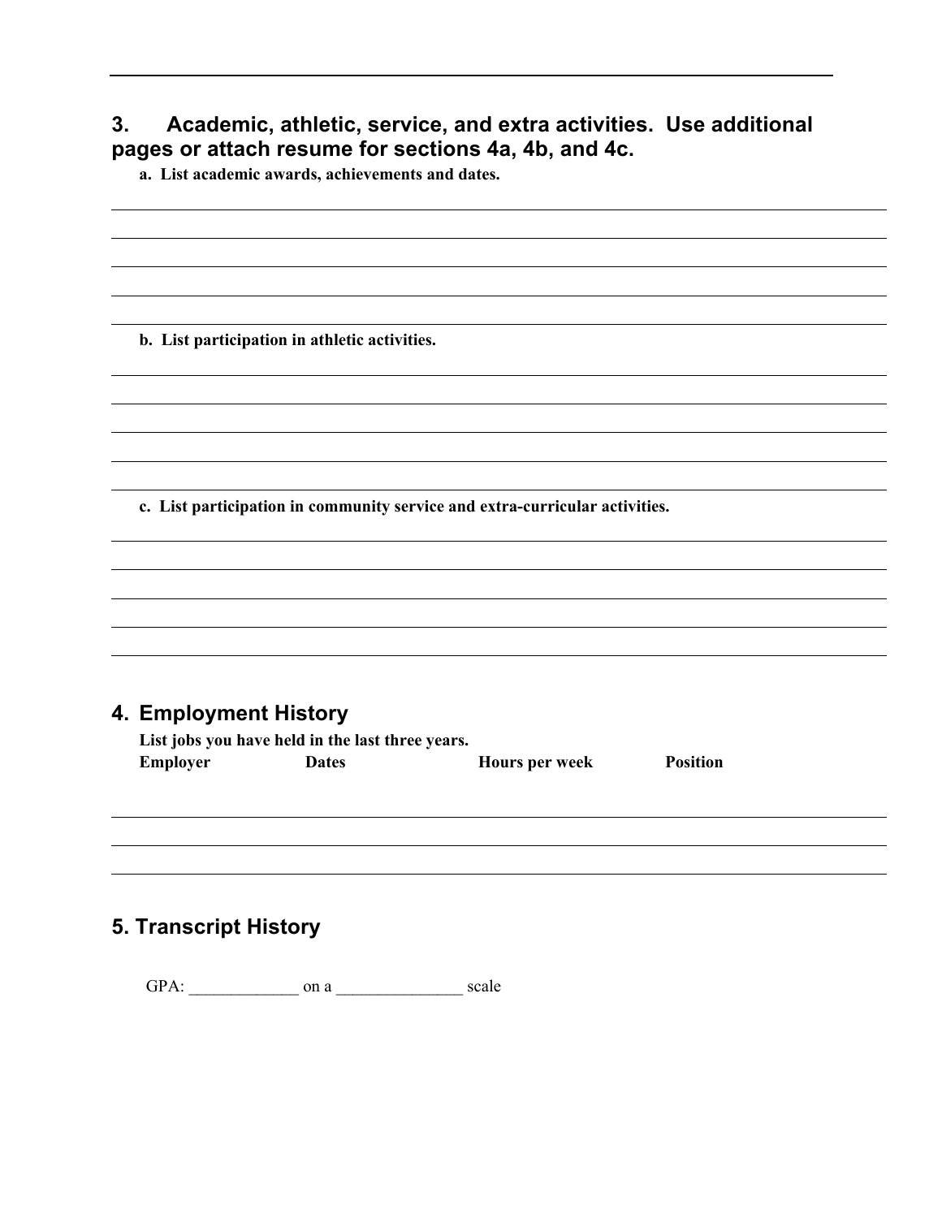## 3. Academic, athletic, service, and extra activities. Use additional pages or attach resume for sections 4a, 4b, and 4c.

**a. List academic awards, achievements and dates.**

**b. List participation in athletic activities.**

**c. List participation in community service and extra-curricular activities.**

## 4. Employment History

**List jobs you have held in the last three years.**

| Employer | Dates | Hours per week | Position |
|---|---|---|---|
| | | | |
| | | | |
| | | | |

## 5. Transcript History

GPA: _____________ on a _______________ scale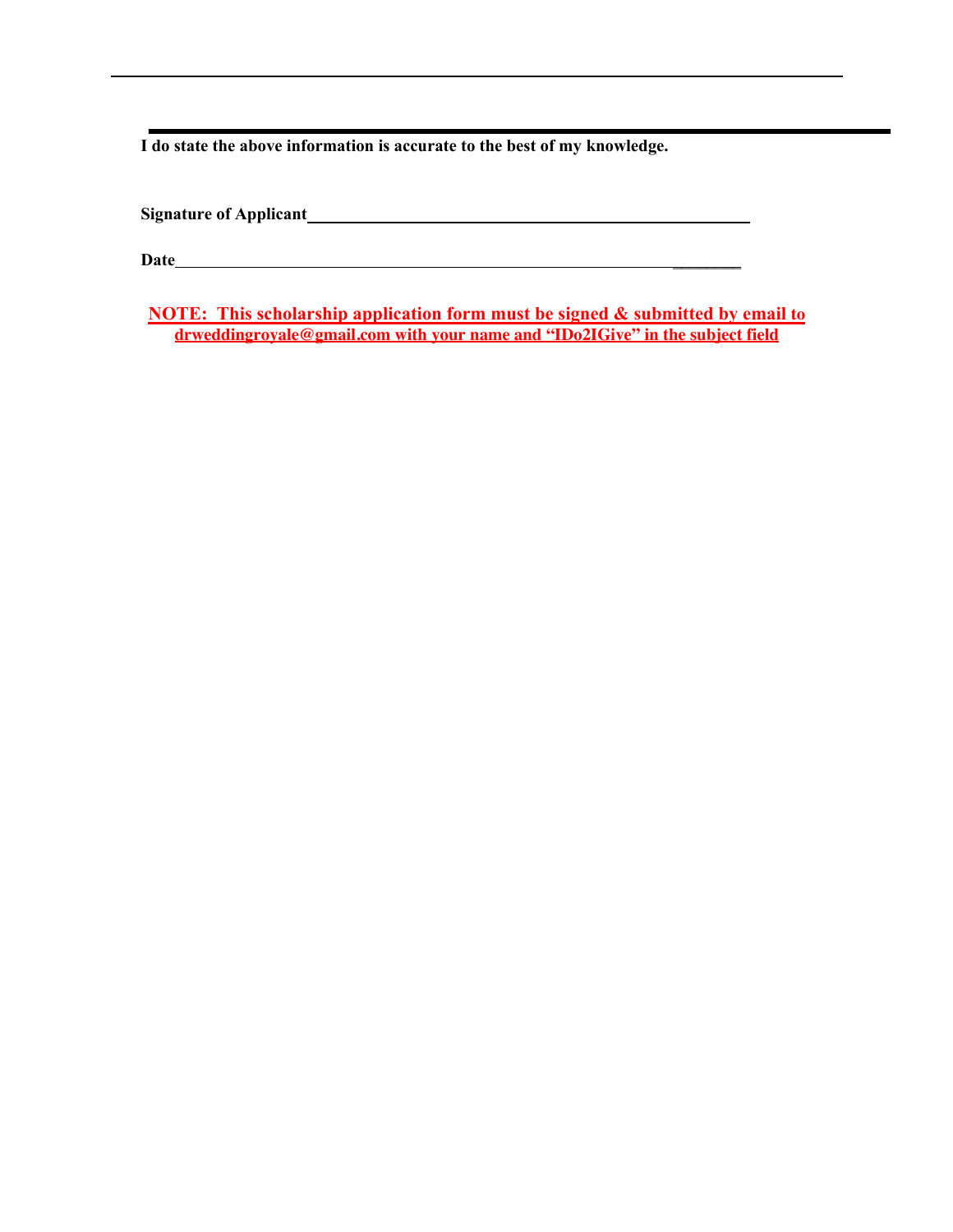---

**I do state the above information is accurate to the best of my knowledge.**

**Signature of Applicant**______________________________________________________

**Date**__________________________________________________________________

**NOTE: This scholarship application form must be signed & submitted by email to drweddingroyale@gmail.com with your name and "IDo2IGive" in the subject field**